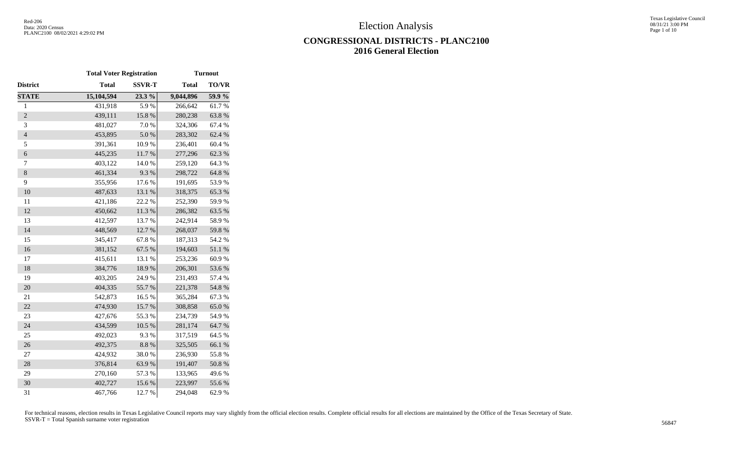# Election Analysis

## CONGRESSIONAL DISTRICTS - PLANC2100
## 2016 General Election

| | Total Voter Registration | | Turnout | |
|---|---|---|---|---|
| **District** | **Total** | **SSVR-T** | **Total** | **TO/VR** |
| **STATE** | **15,104,594** | **23.3 %** | **9,044,896** | **59.9 %** |
| 1 | 431,918 | 5.9 % | 266,642 | 61.7 % |
| 2 | 439,111 | 15.8 % | 280,238 | 63.8 % |
| 3 | 481,027 | 7.0 % | 324,306 | 67.4 % |
| 4 | 453,895 | 5.0 % | 283,302 | 62.4 % |
| 5 | 391,361 | 10.9 % | 236,401 | 60.4 % |
| 6 | 445,235 | 11.7 % | 277,296 | 62.3 % |
| 7 | 403,122 | 14.0 % | 259,120 | 64.3 % |
| 8 | 461,334 | 9.3 % | 298,722 | 64.8 % |
| 9 | 355,956 | 17.6 % | 191,695 | 53.9 % |
| 10 | 487,633 | 13.1 % | 318,375 | 65.3 % |
| 11 | 421,186 | 22.2 % | 252,390 | 59.9 % |
| 12 | 450,662 | 11.3 % | 286,382 | 63.5 % |
| 13 | 412,597 | 13.7 % | 242,914 | 58.9 % |
| 14 | 448,569 | 12.7 % | 268,037 | 59.8 % |
| 15 | 345,417 | 67.8 % | 187,313 | 54.2 % |
| 16 | 381,152 | 67.5 % | 194,603 | 51.1 % |
| 17 | 415,611 | 13.1 % | 253,236 | 60.9 % |
| 18 | 384,776 | 18.9 % | 206,301 | 53.6 % |
| 19 | 403,205 | 24.9 % | 231,493 | 57.4 % |
| 20 | 404,335 | 55.7 % | 221,378 | 54.8 % |
| 21 | 542,873 | 16.5 % | 365,284 | 67.3 % |
| 22 | 474,930 | 15.7 % | 308,858 | 65.0 % |
| 23 | 427,676 | 55.3 % | 234,739 | 54.9 % |
| 24 | 434,599 | 10.5 % | 281,174 | 64.7 % |
| 25 | 492,023 | 9.3 % | 317,519 | 64.5 % |
| 26 | 492,375 | 8.8 % | 325,505 | 66.1 % |
| 27 | 424,932 | 38.0 % | 236,930 | 55.8 % |
| 28 | 376,814 | 63.9 % | 191,407 | 50.8 % |
| 29 | 270,160 | 57.3 % | 133,965 | 49.6 % |
| 30 | 402,727 | 15.6 % | 223,997 | 55.6 % |
| 31 | 467,766 | 12.7 % | 294,048 | 62.9 % |

For technical reasons, election results in Texas Legislative Council reports may vary slightly from the official election results. Complete official results for all elections are maintained by the Office of the Texas Secretary of State.
SSVR-T = Total Spanish surname voter registration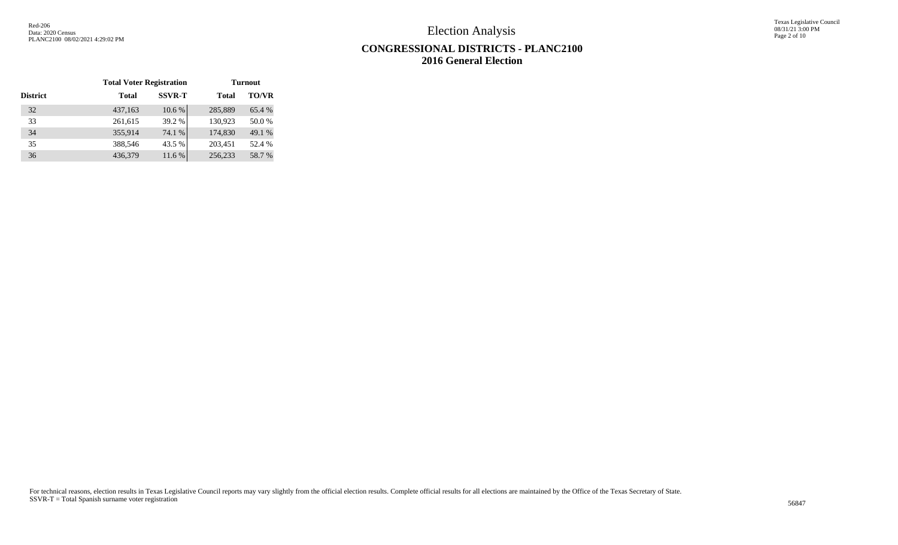# Election Analysis

## CONGRESSIONAL DISTRICTS - PLANC2100
## 2016 General Election

| District | Total Voter Registration | | Turnout | |
|---|---|---|---|---|
| | Total | SSVR-T | Total | TO/VR |
| 32 | 437,163 | 10.6 % | 285,889 | 65.4 % |
| 33 | 261,615 | 39.2 % | 130,923 | 50.0 % |
| 34 | 355,914 | 74.1 % | 174,830 | 49.1 % |
| 35 | 388,546 | 43.5 % | 203,451 | 52.4 % |
| 36 | 436,379 | 11.6 % | 256,233 | 58.7 % |

For technical reasons, election results in Texas Legislative Council reports may vary slightly from the official election results. Complete official results for all elections are maintained by the Office of the Texas Secretary of State.
SSVR-T = Total Spanish surname voter registration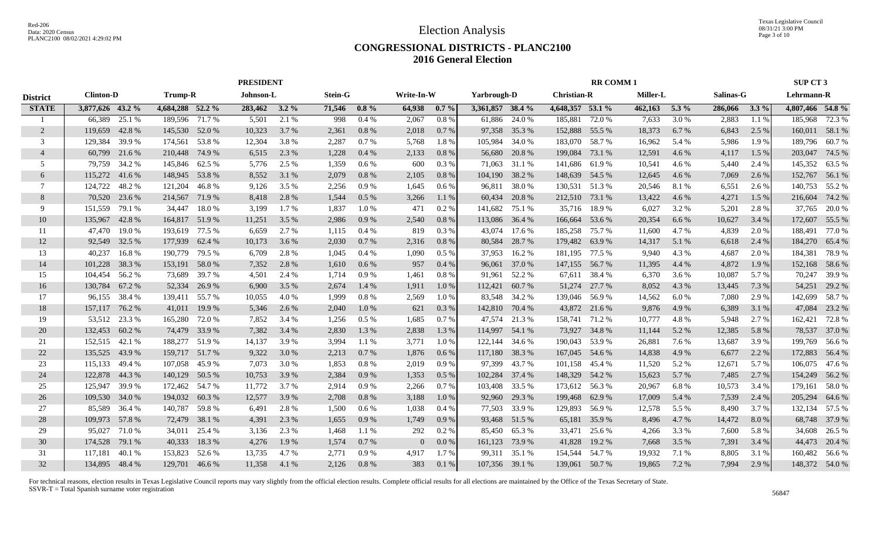# Election Analysis

## CONGRESSIONAL DISTRICTS - PLANC2100
## 2016 General Election

| | PRESIDENT | | | | | | | | | | RR COMM 1 | | | | | | SUP CT 3 | |
|---|---|---|---|---|---|---|---|---|---|---|---|---|---|---|---|---|---|---|
| **District** | **Clinton-D** | | **Trump-R** | | **Johnson-L** | | **Stein-G** | | **Write-In-W** | | **Yarbrough-D** | | **Christian-R** | | **Miller-L** | | **Salinas-G** | | **Lehrmann-R** | |
| **STATE** | **3,877,626** | **43.2 %** | **4,684,288** | **52.2 %** | **283,462** | **3.2 %** | **71,546** | **0.8 %** | **64,938** | **0.7 %** | **3,361,857** | **38.4 %** | **4,648,357** | **53.1 %** | **462,163** | **5.3 %** | **286,066** | **3.3 %** | **4,807,466** | **54.8 %** |
| 1 | 66,389 | 25.1 % | 189,596 | 71.7 % | 5,501 | 2.1 % | 998 | 0.4 % | 2,067 | 0.8 % | 61,886 | 24.0 % | 185,881 | 72.0 % | 7,633 | 3.0 % | 2,883 | 1.1 % | 185,968 | 72.3 % |
| 2 | 119,659 | 42.8 % | 145,530 | 52.0 % | 10,323 | 3.7 % | 2,361 | 0.8 % | 2,018 | 0.7 % | 97,358 | 35.3 % | 152,888 | 55.5 % | 18,373 | 6.7 % | 6,843 | 2.5 % | 160,011 | 58.1 % |
| 3 | 129,384 | 39.9 % | 174,561 | 53.8 % | 12,304 | 3.8 % | 2,287 | 0.7 % | 5,768 | 1.8 % | 105,984 | 34.0 % | 183,070 | 58.7 % | 16,962 | 5.4 % | 5,986 | 1.9 % | 189,796 | 60.7 % |
| 4 | 60,799 | 21.6 % | 210,448 | 74.9 % | 6,515 | 2.3 % | 1,228 | 0.4 % | 2,133 | 0.8 % | 56,680 | 20.8 % | 199,084 | 73.1 % | 12,591 | 4.6 % | 4,117 | 1.5 % | 203,047 | 74.5 % |
| 5 | 79,759 | 34.2 % | 145,846 | 62.5 % | 5,776 | 2.5 % | 1,359 | 0.6 % | 600 | 0.3 % | 71,063 | 31.1 % | 141,686 | 61.9 % | 10,541 | 4.6 % | 5,440 | 2.4 % | 145,352 | 63.5 % |
| 6 | 115,272 | 41.6 % | 148,945 | 53.8 % | 8,552 | 3.1 % | 2,079 | 0.8 % | 2,105 | 0.8 % | 104,190 | 38.2 % | 148,639 | 54.5 % | 12,645 | 4.6 % | 7,069 | 2.6 % | 152,767 | 56.1 % |
| 7 | 124,722 | 48.2 % | 121,204 | 46.8 % | 9,126 | 3.5 % | 2,256 | 0.9 % | 1,645 | 0.6 % | 96,811 | 38.0 % | 130,531 | 51.3 % | 20,546 | 8.1 % | 6,551 | 2.6 % | 140,753 | 55.2 % |
| 8 | 70,520 | 23.6 % | 214,567 | 71.9 % | 8,418 | 2.8 % | 1,544 | 0.5 % | 3,266 | 1.1 % | 60,434 | 20.8 % | 212,510 | 73.1 % | 13,422 | 4.6 % | 4,271 | 1.5 % | 216,604 | 74.2 % |
| 9 | 151,559 | 79.1 % | 34,447 | 18.0 % | 3,199 | 1.7 % | 1,837 | 1.0 % | 471 | 0.2 % | 141,682 | 75.1 % | 35,716 | 18.9 % | 6,027 | 3.2 % | 5,201 | 2.8 % | 37,765 | 20.0 % |
| 10 | 135,967 | 42.8 % | 164,817 | 51.9 % | 11,251 | 3.5 % | 2,986 | 0.9 % | 2,540 | 0.8 % | 113,086 | 36.4 % | 166,664 | 53.6 % | 20,354 | 6.6 % | 10,627 | 3.4 % | 172,607 | 55.5 % |
| 11 | 47,470 | 19.0 % | 193,619 | 77.5 % | 6,659 | 2.7 % | 1,115 | 0.4 % | 819 | 0.3 % | 43,074 | 17.6 % | 185,258 | 75.7 % | 11,600 | 4.7 % | 4,839 | 2.0 % | 188,491 | 77.0 % |
| 12 | 92,549 | 32.5 % | 177,939 | 62.4 % | 10,173 | 3.6 % | 2,030 | 0.7 % | 2,316 | 0.8 % | 80,584 | 28.7 % | 179,482 | 63.9 % | 14,317 | 5.1 % | 6,618 | 2.4 % | 184,270 | 65.4 % |
| 13 | 40,237 | 16.8 % | 190,779 | 79.5 % | 6,709 | 2.8 % | 1,045 | 0.4 % | 1,090 | 0.5 % | 37,953 | 16.2 % | 181,195 | 77.5 % | 9,940 | 4.3 % | 4,687 | 2.0 % | 184,381 | 78.9 % |
| 14 | 101,228 | 38.3 % | 153,191 | 58.0 % | 7,352 | 2.8 % | 1,610 | 0.6 % | 957 | 0.4 % | 96,061 | 37.0 % | 147,155 | 56.7 % | 11,395 | 4.4 % | 4,872 | 1.9 % | 152,168 | 58.6 % |
| 15 | 104,454 | 56.2 % | 73,689 | 39.7 % | 4,501 | 2.4 % | 1,714 | 0.9 % | 1,461 | 0.8 % | 91,961 | 52.2 % | 67,611 | 38.4 % | 6,370 | 3.6 % | 10,087 | 5.7 % | 70,247 | 39.9 % |
| 16 | 130,784 | 67.2 % | 52,334 | 26.9 % | 6,900 | 3.5 % | 2,674 | 1.4 % | 1,911 | 1.0 % | 112,421 | 60.7 % | 51,274 | 27.7 % | 8,052 | 4.3 % | 13,445 | 7.3 % | 54,251 | 29.2 % |
| 17 | 96,155 | 38.4 % | 139,411 | 55.7 % | 10,055 | 4.0 % | 1,999 | 0.8 % | 2,569 | 1.0 % | 83,548 | 34.2 % | 139,046 | 56.9 % | 14,562 | 6.0 % | 7,080 | 2.9 % | 142,699 | 58.7 % |
| 18 | 157,117 | 76.2 % | 41,011 | 19.9 % | 5,346 | 2.6 % | 2,040 | 1.0 % | 621 | 0.3 % | 142,810 | 70.4 % | 43,872 | 21.6 % | 9,876 | 4.9 % | 6,389 | 3.1 % | 47,084 | 23.2 % |
| 19 | 53,512 | 23.3 % | 165,280 | 72.0 % | 7,852 | 3.4 % | 1,256 | 0.5 % | 1,685 | 0.7 % | 47,574 | 21.3 % | 158,741 | 71.2 % | 10,777 | 4.8 % | 5,948 | 2.7 % | 162,421 | 72.8 % |
| 20 | 132,453 | 60.2 % | 74,479 | 33.9 % | 7,382 | 3.4 % | 2,830 | 1.3 % | 2,838 | 1.3 % | 114,997 | 54.1 % | 73,927 | 34.8 % | 11,144 | 5.2 % | 12,385 | 5.8 % | 78,537 | 37.0 % |
| 21 | 152,515 | 42.1 % | 188,277 | 51.9 % | 14,137 | 3.9 % | 3,994 | 1.1 % | 3,771 | 1.0 % | 122,144 | 34.6 % | 190,043 | 53.9 % | 26,881 | 7.6 % | 13,687 | 3.9 % | 199,769 | 56.6 % |
| 22 | 135,525 | 43.9 % | 159,717 | 51.7 % | 9,322 | 3.0 % | 2,213 | 0.7 % | 1,876 | 0.6 % | 117,180 | 38.3 % | 167,045 | 54.6 % | 14,838 | 4.9 % | 6,677 | 2.2 % | 172,883 | 56.4 % |
| 23 | 115,133 | 49.4 % | 107,058 | 45.9 % | 7,073 | 3.0 % | 1,853 | 0.8 % | 2,019 | 0.9 % | 97,399 | 43.7 % | 101,158 | 45.4 % | 11,520 | 5.2 % | 12,671 | 5.7 % | 106,075 | 47.6 % |
| 24 | 122,878 | 44.3 % | 140,129 | 50.5 % | 10,753 | 3.9 % | 2,384 | 0.9 % | 1,353 | 0.5 % | 102,284 | 37.4 % | 148,329 | 54.2 % | 15,623 | 5.7 % | 7,485 | 2.7 % | 154,249 | 56.2 % |
| 25 | 125,947 | 39.9 % | 172,462 | 54.7 % | 11,772 | 3.7 % | 2,914 | 0.9 % | 2,266 | 0.7 % | 103,408 | 33.5 % | 173,612 | 56.3 % | 20,967 | 6.8 % | 10,573 | 3.4 % | 179,161 | 58.0 % |
| 26 | 109,530 | 34.0 % | 194,032 | 60.3 % | 12,577 | 3.9 % | 2,708 | 0.8 % | 3,188 | 1.0 % | 92,960 | 29.3 % | 199,468 | 62.9 % | 17,009 | 5.4 % | 7,539 | 2.4 % | 205,294 | 64.6 % |
| 27 | 85,589 | 36.4 % | 140,787 | 59.8 % | 6,491 | 2.8 % | 1,500 | 0.6 % | 1,038 | 0.4 % | 77,503 | 33.9 % | 129,893 | 56.9 % | 12,578 | 5.5 % | 8,490 | 3.7 % | 132,134 | 57.5 % |
| 28 | 109,973 | 57.8 % | 72,479 | 38.1 % | 4,391 | 2.3 % | 1,655 | 0.9 % | 1,749 | 0.9 % | 93,468 | 51.5 % | 65,181 | 35.9 % | 8,496 | 4.7 % | 14,472 | 8.0 % | 68,748 | 37.9 % |
| 29 | 95,027 | 71.0 % | 34,011 | 25.4 % | 3,136 | 2.3 % | 1,468 | 1.1 % | 292 | 0.2 % | 85,450 | 65.3 % | 33,471 | 25.6 % | 4,266 | 3.3 % | 7,600 | 5.8 % | 34,608 | 26.5 % |
| 30 | 174,528 | 79.1 % | 40,333 | 18.3 % | 4,276 | 1.9 % | 1,574 | 0.7 % | 0 | 0.0 % | 161,123 | 73.9 % | 41,828 | 19.2 % | 7,668 | 3.5 % | 7,391 | 3.4 % | 44,473 | 20.4 % |
| 31 | 117,181 | 40.1 % | 153,823 | 52.6 % | 13,735 | 4.7 % | 2,771 | 0.9 % | 4,917 | 1.7 % | 99,311 | 35.1 % | 154,544 | 54.7 % | 19,932 | 7.1 % | 8,805 | 3.1 % | 160,482 | 56.6 % |
| 32 | 134,895 | 48.4 % | 129,701 | 46.6 % | 11,358 | 4.1 % | 2,126 | 0.8 % | 383 | 0.1 % | 107,356 | 39.1 % | 139,061 | 50.7 % | 19,865 | 7.2 % | 7,994 | 2.9 % | 148,372 | 54.0 % |

For technical reasons, election results in Texas Legislative Council reports may vary slightly from the official election results. Complete official results for all elections are maintained by the Office of the Texas Secretary of State.
SSVR-T = Total Spanish surname voter registration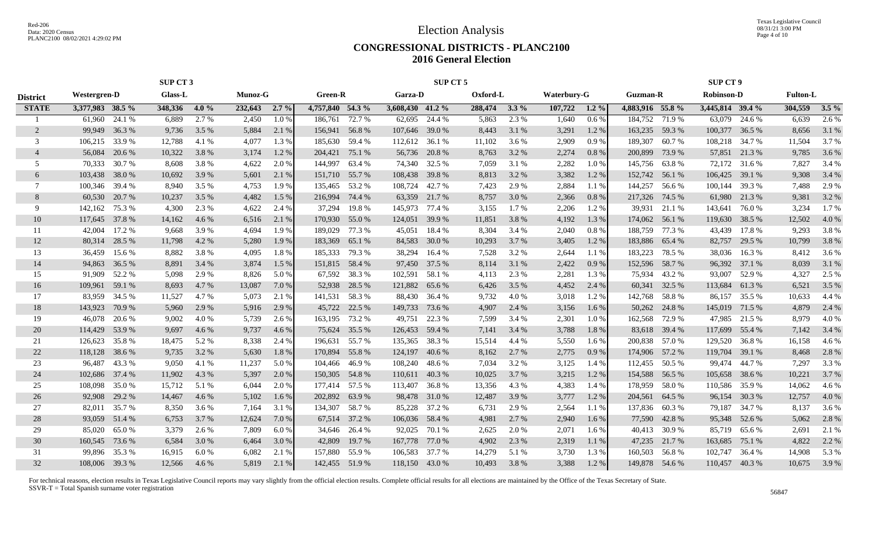# Election Analysis

## CONGRESSIONAL DISTRICTS - PLANC2100
## 2016 General Election

| | SUP CT 3 | | | | | | SUP CT 5 | | | | | | | | SUP CT 9 | | | | | |
|---|---|---|---|---|---|---|---|---|---|---|---|---|---|---|---|---|---|---|---|---|
| **District** | **Westergren-D** | | **Glass-L** | | **Munoz-G** | | **Green-R** | | **Garza-D** | | **Oxford-L** | | **Waterbury-G** | | **Guzman-R** | | **Robinson-D** | | **Fulton-L** | |
| **STATE** | **3,377,983** | **38.5 %** | **348,336** | **4.0 %** | **232,643** | **2.7 %** | **4,757,840** | **54.3 %** | **3,608,430** | **41.2 %** | **288,474** | **3.3 %** | **107,722** | **1.2 %** | **4,883,916** | **55.8 %** | **3,445,814** | **39.4 %** | **304,559** | **3.5 %** |
| 1 | 61,960 | 24.1 % | 6,889 | 2.7 % | 2,450 | 1.0 % | 186,761 | 72.7 % | 62,695 | 24.4 % | 5,863 | 2.3 % | 1,640 | 0.6 % | 184,752 | 71.9 % | 63,079 | 24.6 % | 6,639 | 2.6 % |
| 2 | 99,949 | 36.3 % | 9,736 | 3.5 % | 5,884 | 2.1 % | 156,941 | 56.8 % | 107,646 | 39.0 % | 8,443 | 3.1 % | 3,291 | 1.2 % | 163,235 | 59.3 % | 100,377 | 36.5 % | 8,656 | 3.1 % |
| 3 | 106,215 | 33.9 % | 12,788 | 4.1 % | 4,077 | 1.3 % | 185,630 | 59.4 % | 112,612 | 36.1 % | 11,102 | 3.6 % | 2,909 | 0.9 % | 189,307 | 60.7 % | 108,218 | 34.7 % | 11,504 | 3.7 % |
| 4 | 56,084 | 20.6 % | 10,322 | 3.8 % | 3,174 | 1.2 % | 204,421 | 75.1 % | 56,736 | 20.8 % | 8,763 | 3.2 % | 2,274 | 0.8 % | 200,899 | 73.9 % | 57,851 | 21.3 % | 9,785 | 3.6 % |
| 5 | 70,333 | 30.7 % | 8,608 | 3.8 % | 4,622 | 2.0 % | 144,997 | 63.4 % | 74,340 | 32.5 % | 7,059 | 3.1 % | 2,282 | 1.0 % | 145,756 | 63.8 % | 72,172 | 31.6 % | 7,827 | 3.4 % |
| 6 | 103,438 | 38.0 % | 10,692 | 3.9 % | 5,601 | 2.1 % | 151,710 | 55.7 % | 108,438 | 39.8 % | 8,813 | 3.2 % | 3,382 | 1.2 % | 152,742 | 56.1 % | 106,425 | 39.1 % | 9,308 | 3.4 % |
| 7 | 100,346 | 39.4 % | 8,940 | 3.5 % | 4,753 | 1.9 % | 135,465 | 53.2 % | 108,724 | 42.7 % | 7,423 | 2.9 % | 2,884 | 1.1 % | 144,257 | 56.6 % | 100,144 | 39.3 % | 7,488 | 2.9 % |
| 8 | 60,530 | 20.7 % | 10,237 | 3.5 % | 4,482 | 1.5 % | 216,994 | 74.4 % | 63,359 | 21.7 % | 8,757 | 3.0 % | 2,366 | 0.8 % | 217,326 | 74.5 % | 61,980 | 21.3 % | 9,381 | 3.2 % |
| 9 | 142,162 | 75.3 % | 4,300 | 2.3 % | 4,622 | 2.4 % | 37,294 | 19.8 % | 145,973 | 77.4 % | 3,155 | 1.7 % | 2,206 | 1.2 % | 39,931 | 21.1 % | 143,641 | 76.0 % | 3,234 | 1.7 % |
| 10 | 117,645 | 37.8 % | 14,162 | 4.6 % | 6,516 | 2.1 % | 170,930 | 55.0 % | 124,051 | 39.9 % | 11,851 | 3.8 % | 4,192 | 1.3 % | 174,062 | 56.1 % | 119,630 | 38.5 % | 12,502 | 4.0 % |
| 11 | 42,004 | 17.2 % | 9,668 | 3.9 % | 4,694 | 1.9 % | 189,029 | 77.3 % | 45,051 | 18.4 % | 8,304 | 3.4 % | 2,040 | 0.8 % | 188,759 | 77.3 % | 43,439 | 17.8 % | 9,293 | 3.8 % |
| 12 | 80,314 | 28.5 % | 11,798 | 4.2 % | 5,280 | 1.9 % | 183,369 | 65.1 % | 84,583 | 30.0 % | 10,293 | 3.7 % | 3,405 | 1.2 % | 183,886 | 65.4 % | 82,757 | 29.5 % | 10,799 | 3.8 % |
| 13 | 36,459 | 15.6 % | 8,882 | 3.8 % | 4,095 | 1.8 % | 185,333 | 79.3 % | 38,294 | 16.4 % | 7,528 | 3.2 % | 2,644 | 1.1 % | 183,223 | 78.5 % | 38,036 | 16.3 % | 8,412 | 3.6 % |
| 14 | 94,863 | 36.5 % | 8,891 | 3.4 % | 3,874 | 1.5 % | 151,815 | 58.4 % | 97,450 | 37.5 % | 8,114 | 3.1 % | 2,422 | 0.9 % | 152,596 | 58.7 % | 96,392 | 37.1 % | 8,039 | 3.1 % |
| 15 | 91,909 | 52.2 % | 5,098 | 2.9 % | 8,826 | 5.0 % | 67,592 | 38.3 % | 102,591 | 58.1 % | 4,113 | 2.3 % | 2,281 | 1.3 % | 75,934 | 43.2 % | 93,007 | 52.9 % | 4,327 | 2.5 % |
| 16 | 109,961 | 59.1 % | 8,693 | 4.7 % | 13,087 | 7.0 % | 52,938 | 28.5 % | 121,882 | 65.6 % | 6,426 | 3.5 % | 4,452 | 2.4 % | 60,341 | 32.5 % | 113,684 | 61.3 % | 6,521 | 3.5 % |
| 17 | 83,959 | 34.5 % | 11,527 | 4.7 % | 5,073 | 2.1 % | 141,531 | 58.3 % | 88,430 | 36.4 % | 9,732 | 4.0 % | 3,018 | 1.2 % | 142,768 | 58.8 % | 86,157 | 35.5 % | 10,633 | 4.4 % |
| 18 | 143,923 | 70.9 % | 5,960 | 2.9 % | 5,916 | 2.9 % | 45,722 | 22.5 % | 149,733 | 73.6 % | 4,907 | 2.4 % | 3,156 | 1.6 % | 50,262 | 24.8 % | 145,019 | 71.5 % | 4,879 | 2.4 % |
| 19 | 46,078 | 20.6 % | 9,002 | 4.0 % | 5,739 | 2.6 % | 163,195 | 73.2 % | 49,751 | 22.3 % | 7,599 | 3.4 % | 2,301 | 1.0 % | 162,568 | 72.9 % | 47,985 | 21.5 % | 8,979 | 4.0 % |
| 20 | 114,429 | 53.9 % | 9,697 | 4.6 % | 9,737 | 4.6 % | 75,624 | 35.5 % | 126,453 | 59.4 % | 7,141 | 3.4 % | 3,788 | 1.8 % | 83,618 | 39.4 % | 117,699 | 55.4 % | 7,142 | 3.4 % |
| 21 | 126,623 | 35.8 % | 18,475 | 5.2 % | 8,338 | 2.4 % | 196,631 | 55.7 % | 135,365 | 38.3 % | 15,514 | 4.4 % | 5,550 | 1.6 % | 200,838 | 57.0 % | 129,520 | 36.8 % | 16,158 | 4.6 % |
| 22 | 118,128 | 38.6 % | 9,735 | 3.2 % | 5,630 | 1.8 % | 170,894 | 55.8 % | 124,197 | 40.6 % | 8,162 | 2.7 % | 2,775 | 0.9 % | 174,906 | 57.2 % | 119,704 | 39.1 % | 8,468 | 2.8 % |
| 23 | 96,487 | 43.3 % | 9,050 | 4.1 % | 11,237 | 5.0 % | 104,466 | 46.9 % | 108,240 | 48.6 % | 7,034 | 3.2 % | 3,125 | 1.4 % | 112,455 | 50.5 % | 99,474 | 44.7 % | 7,297 | 3.3 % |
| 24 | 102,686 | 37.4 % | 11,902 | 4.3 % | 5,397 | 2.0 % | 150,305 | 54.8 % | 110,611 | 40.3 % | 10,025 | 3.7 % | 3,215 | 1.2 % | 154,588 | 56.5 % | 105,658 | 38.6 % | 10,221 | 3.7 % |
| 25 | 108,098 | 35.0 % | 15,712 | 5.1 % | 6,044 | 2.0 % | 177,414 | 57.5 % | 113,407 | 36.8 % | 13,356 | 4.3 % | 4,383 | 1.4 % | 178,959 | 58.0 % | 110,586 | 35.9 % | 14,062 | 4.6 % |
| 26 | 92,908 | 29.2 % | 14,467 | 4.6 % | 5,102 | 1.6 % | 202,892 | 63.9 % | 98,478 | 31.0 % | 12,487 | 3.9 % | 3,777 | 1.2 % | 204,561 | 64.5 % | 96,154 | 30.3 % | 12,757 | 4.0 % |
| 27 | 82,011 | 35.7 % | 8,350 | 3.6 % | 7,164 | 3.1 % | 134,307 | 58.7 % | 85,228 | 37.2 % | 6,731 | 2.9 % | 2,564 | 1.1 % | 137,836 | 60.3 % | 79,187 | 34.7 % | 8,137 | 3.6 % |
| 28 | 93,059 | 51.4 % | 6,753 | 3.7 % | 12,624 | 7.0 % | 67,514 | 37.2 % | 106,036 | 58.4 % | 4,981 | 2.7 % | 2,940 | 1.6 % | 77,590 | 42.8 % | 95,348 | 52.6 % | 5,062 | 2.8 % |
| 29 | 85,020 | 65.0 % | 3,379 | 2.6 % | 7,809 | 6.0 % | 34,646 | 26.4 % | 92,025 | 70.1 % | 2,625 | 2.0 % | 2,071 | 1.6 % | 40,413 | 30.9 % | 85,719 | 65.6 % | 2,691 | 2.1 % |
| 30 | 160,545 | 73.6 % | 6,584 | 3.0 % | 6,464 | 3.0 % | 42,809 | 19.7 % | 167,778 | 77.0 % | 4,902 | 2.3 % | 2,319 | 1.1 % | 47,235 | 21.7 % | 163,685 | 75.1 % | 4,822 | 2.2 % |
| 31 | 99,896 | 35.3 % | 16,915 | 6.0 % | 6,082 | 2.1 % | 157,880 | 55.9 % | 106,583 | 37.7 % | 14,279 | 5.1 % | 3,730 | 1.3 % | 160,503 | 56.8 % | 102,747 | 36.4 % | 14,908 | 5.3 % |
| 32 | 108,006 | 39.3 % | 12,566 | 4.6 % | 5,819 | 2.1 % | 142,455 | 51.9 % | 118,150 | 43.0 % | 10,493 | 3.8 % | 3,388 | 1.2 % | 149,878 | 54.6 % | 110,457 | 40.3 % | 10,675 | 3.9 % |

For technical reasons, election results in Texas Legislative Council reports may vary slightly from the official election results. Complete official results for all elections are maintained by the Office of the Texas Secretary of State.
SSVR-T = Total Spanish surname voter registration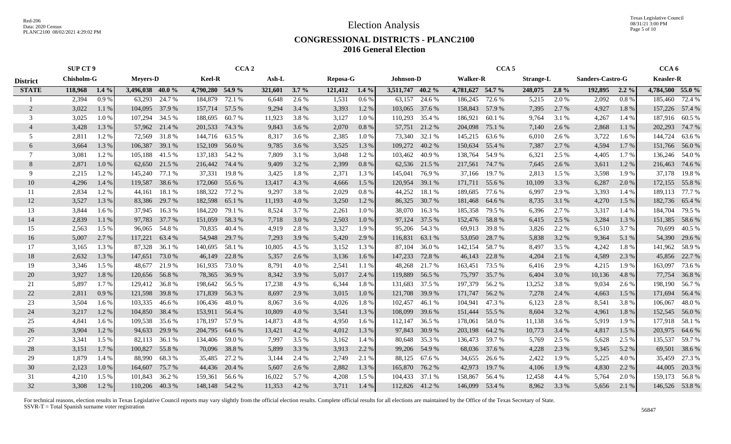# Election Analysis

## CONGRESSIONAL DISTRICTS - PLANC2100
## 2016 General Election

| | SUP CT 9 | | | | CCA 2 | | | | | | CCA 5 | | | | | | | | CCA 6 | |
|---|---|---|---|---|---|---|---|---|---|---|---|---|---|---|---|---|---|---|---|---|
| **District** | **Chisholm-G** | | **Meyers-D** | | **Keel-R** | | **Ash-L** | | **Reposa-G** | | **Johnson-D** | | **Walker-R** | | **Strange-L** | | **Sanders-Castro-G** | | **Keasler-R** | |
| **STATE** | **118,968** | **1.4 %** | **3,496,038** | **40.0 %** | **4,790,280** | **54.9 %** | **321,601** | **3.7 %** | **121,412** | **1.4 %** | **3,511,747** | **40.2 %** | **4,781,627** | **54.7 %** | **248,075** | **2.8 %** | **192,895** | **2.2 %** | **4,784,500** | **55.0 %** |
| 1 | 2,394 | 0.9 % | 63,293 | 24.7 % | 184,879 | 72.1 % | 6,648 | 2.6 % | 1,531 | 0.6 % | 63,157 | 24.6 % | 186,245 | 72.6 % | 5,215 | 2.0 % | 2,092 | 0.8 % | 185,460 | 72.4 % |
| 2 | 3,022 | 1.1 % | 104,095 | 37.9 % | 157,714 | 57.5 % | 9,294 | 3.4 % | 3,393 | 1.2 % | 103,065 | 37.6 % | 158,843 | 57.9 % | 7,395 | 2.7 % | 4,927 | 1.8 % | 157,226 | 57.4 % |
| 3 | 3,025 | 1.0 % | 107,294 | 34.5 % | 188,695 | 60.7 % | 11,923 | 3.8 % | 3,127 | 1.0 % | 110,293 | 35.4 % | 186,921 | 60.1 % | 9,764 | 3.1 % | 4,267 | 1.4 % | 187,916 | 60.5 % |
| 4 | 3,428 | 1.3 % | 57,962 | 21.4 % | 201,533 | 74.3 % | 9,843 | 3.6 % | 2,070 | 0.8 % | 57,751 | 21.2 % | 204,098 | 75.1 % | 7,140 | 2.6 % | 2,868 | 1.1 % | 202,293 | 74.7 % |
| 5 | 2,811 | 1.2 % | 72,569 | 31.8 % | 144,716 | 63.5 % | 8,317 | 3.6 % | 2,385 | 1.0 % | 73,340 | 32.1 % | 145,215 | 63.6 % | 6,010 | 2.6 % | 3,722 | 1.6 % | 144,724 | 63.6 % |
| 6 | 3,664 | 1.3 % | 106,387 | 39.1 % | 152,109 | 56.0 % | 9,785 | 3.6 % | 3,525 | 1.3 % | 109,272 | 40.2 % | 150,634 | 55.4 % | 7,387 | 2.7 % | 4,594 | 1.7 % | 151,766 | 56.0 % |
| 7 | 3,081 | 1.2 % | 105,188 | 41.5 % | 137,183 | 54.2 % | 7,809 | 3.1 % | 3,048 | 1.2 % | 103,462 | 40.9 % | 138,764 | 54.9 % | 6,321 | 2.5 % | 4,405 | 1.7 % | 136,246 | 54.0 % |
| 8 | 2,871 | 1.0 % | 62,650 | 21.5 % | 216,442 | 74.4 % | 9,409 | 3.2 % | 2,399 | 0.8 % | 62,536 | 21.5 % | 217,561 | 74.7 % | 7,645 | 2.6 % | 3,611 | 1.2 % | 216,463 | 74.6 % |
| 9 | 2,215 | 1.2 % | 145,240 | 77.1 % | 37,331 | 19.8 % | 3,425 | 1.8 % | 2,371 | 1.3 % | 145,041 | 76.9 % | 37,166 | 19.7 % | 2,813 | 1.5 % | 3,598 | 1.9 % | 37,178 | 19.8 % |
| 10 | 4,296 | 1.4 % | 119,587 | 38.6 % | 172,060 | 55.6 % | 13,417 | 4.3 % | 4,666 | 1.5 % | 120,954 | 39.1 % | 171,711 | 55.6 % | 10,109 | 3.3 % | 6,287 | 2.0 % | 172,155 | 55.8 % |
| 11 | 2,834 | 1.2 % | 44,161 | 18.1 % | 188,322 | 77.2 % | 9,297 | 3.8 % | 2,029 | 0.8 % | 44,252 | 18.1 % | 189,685 | 77.6 % | 6,997 | 2.9 % | 3,393 | 1.4 % | 189,113 | 77.7 % |
| 12 | 3,527 | 1.3 % | 83,386 | 29.7 % | 182,598 | 65.1 % | 11,193 | 4.0 % | 3,250 | 1.2 % | 86,325 | 30.7 % | 181,468 | 64.6 % | 8,735 | 3.1 % | 4,270 | 1.5 % | 182,736 | 65.4 % |
| 13 | 3,844 | 1.6 % | 37,945 | 16.3 % | 184,220 | 79.1 % | 8,524 | 3.7 % | 2,261 | 1.0 % | 38,070 | 16.3 % | 185,358 | 79.5 % | 6,396 | 2.7 % | 3,317 | 1.4 % | 184,704 | 79.5 % |
| 14 | 2,839 | 1.1 % | 97,783 | 37.7 % | 151,059 | 58.3 % | 7,718 | 3.0 % | 2,503 | 1.0 % | 97,124 | 37.5 % | 152,476 | 58.8 % | 6,415 | 2.5 % | 3,284 | 1.3 % | 151,385 | 58.6 % |
| 15 | 2,563 | 1.5 % | 96,065 | 54.8 % | 70,835 | 40.4 % | 4,919 | 2.8 % | 3,327 | 1.9 % | 95,206 | 54.3 % | 69,913 | 39.8 % | 3,826 | 2.2 % | 6,510 | 3.7 % | 70,699 | 40.5 % |
| 16 | 5,007 | 2.7 % | 117,221 | 63.4 % | 54,948 | 29.7 % | 7,293 | 3.9 % | 5,420 | 2.9 % | 116,831 | 63.1 % | 53,050 | 28.7 % | 5,838 | 3.2 % | 9,364 | 5.1 % | 54,390 | 29.6 % |
| 17 | 3,165 | 1.3 % | 87,328 | 36.1 % | 140,695 | 58.1 % | 10,805 | 4.5 % | 3,152 | 1.3 % | 87,104 | 36.0 % | 142,154 | 58.7 % | 8,497 | 3.5 % | 4,242 | 1.8 % | 141,962 | 58.9 % |
| 18 | 2,632 | 1.3 % | 147,651 | 73.0 % | 46,149 | 22.8 % | 5,357 | 2.6 % | 3,136 | 1.6 % | 147,233 | 72.8 % | 46,143 | 22.8 % | 4,204 | 2.1 % | 4,589 | 2.3 % | 45,856 | 22.7 % |
| 19 | 3,346 | 1.5 % | 48,677 | 21.9 % | 161,935 | 73.0 % | 8,791 | 4.0 % | 2,541 | 1.1 % | 48,268 | 21.7 % | 163,451 | 73.5 % | 6,416 | 2.9 % | 4,215 | 1.9 % | 163,097 | 73.6 % |
| 20 | 3,927 | 1.8 % | 120,656 | 56.8 % | 78,365 | 36.9 % | 8,342 | 3.9 % | 5,017 | 2.4 % | 119,889 | 56.5 % | 75,797 | 35.7 % | 6,404 | 3.0 % | 10,136 | 4.8 % | 77,754 | 36.8 % |
| 21 | 5,897 | 1.7 % | 129,412 | 36.8 % | 198,642 | 56.5 % | 17,238 | 4.9 % | 6,344 | 1.8 % | 131,683 | 37.5 % | 197,379 | 56.2 % | 13,252 | 3.8 % | 9,034 | 2.6 % | 198,190 | 56.7 % |
| 22 | 2,811 | 0.9 % | 121,598 | 39.8 % | 171,839 | 56.3 % | 8,697 | 2.9 % | 3,015 | 1.0 % | 121,708 | 39.9 % | 171,747 | 56.2 % | 7,278 | 2.4 % | 4,663 | 1.5 % | 171,694 | 56.4 % |
| 23 | 3,504 | 1.6 % | 103,335 | 46.6 % | 106,436 | 48.0 % | 8,067 | 3.6 % | 4,026 | 1.8 % | 102,457 | 46.1 % | 104,941 | 47.3 % | 6,123 | 2.8 % | 8,541 | 3.8 % | 106,067 | 48.0 % |
| 24 | 3,217 | 1.2 % | 104,850 | 38.4 % | 153,911 | 56.4 % | 10,809 | 4.0 % | 3,541 | 1.3 % | 108,099 | 39.6 % | 151,444 | 55.5 % | 8,604 | 3.2 % | 4,961 | 1.8 % | 152,545 | 56.0 % |
| 25 | 4,841 | 1.6 % | 109,538 | 35.6 % | 178,197 | 57.9 % | 14,873 | 4.8 % | 4,950 | 1.6 % | 112,147 | 36.5 % | 178,061 | 58.0 % | 11,138 | 3.6 % | 5,919 | 1.9 % | 177,918 | 58.1 % |
| 26 | 3,904 | 1.2 % | 94,633 | 29.9 % | 204,795 | 64.6 % | 13,421 | 4.2 % | 4,012 | 1.3 % | 97,843 | 30.9 % | 203,198 | 64.2 % | 10,773 | 3.4 % | 4,817 | 1.5 % | 203,975 | 64.6 % |
| 27 | 3,341 | 1.5 % | 82,113 | 36.1 % | 134,406 | 59.0 % | 7,997 | 3.5 % | 3,162 | 1.4 % | 80,648 | 35.3 % | 136,473 | 59.7 % | 5,769 | 2.5 % | 5,628 | 2.5 % | 135,537 | 59.7 % |
| 28 | 3,151 | 1.7 % | 100,827 | 55.8 % | 70,096 | 38.8 % | 5,899 | 3.3 % | 3,913 | 2.2 % | 99,206 | 54.9 % | 68,036 | 37.6 % | 4,228 | 2.3 % | 9,345 | 5.2 % | 69,501 | 38.6 % |
| 29 | 1,879 | 1.4 % | 88,990 | 68.3 % | 35,485 | 27.2 % | 3,144 | 2.4 % | 2,749 | 2.1 % | 88,125 | 67.6 % | 34,655 | 26.6 % | 2,422 | 1.9 % | 5,225 | 4.0 % | 35,459 | 27.3 % |
| 30 | 2,123 | 1.0 % | 164,607 | 75.7 % | 44,436 | 20.4 % | 5,607 | 2.6 % | 2,882 | 1.3 % | 165,870 | 76.2 % | 42,973 | 19.7 % | 4,106 | 1.9 % | 4,830 | 2.2 % | 44,005 | 20.3 % |
| 31 | 4,210 | 1.5 % | 101,843 | 36.2 % | 159,361 | 56.6 % | 16,022 | 5.7 % | 4,208 | 1.5 % | 104,433 | 37.1 % | 158,867 | 56.4 % | 12,458 | 4.4 % | 5,764 | 2.0 % | 159,173 | 56.8 % |
| 32 | 3,308 | 1.2 % | 110,206 | 40.3 % | 148,148 | 54.2 % | 11,353 | 4.2 % | 3,711 | 1.4 % | 112,826 | 41.2 % | 146,099 | 53.4 % | 8,962 | 3.3 % | 5,656 | 2.1 % | 146,526 | 53.8 % |

For technical reasons, election results in Texas Legislative Council reports may vary slightly from the official election results. Complete official results for all elections are maintained by the Office of the Texas Secretary of State.
SSVR-T = Total Spanish surname voter registration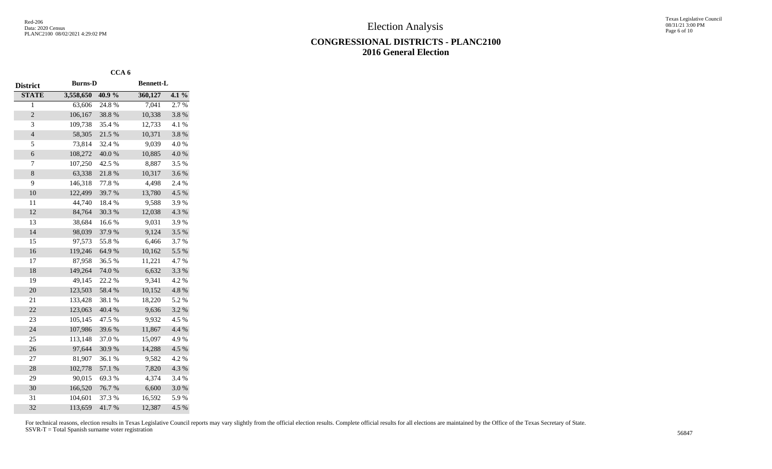# Election Analysis

## CONGRESSIONAL DISTRICTS - PLANC2100
## 2016 General Election

| | CCA 6 | | | |
|---|---|---|---|---|
| **District** | **Burns-D** | | **Bennett-L** | |
| **STATE** | **3,558,650** | **40.9 %** | **360,127** | **4.1 %** |
| 1 | 63,606 | 24.8 % | 7,041 | 2.7 % |
| 2 | 106,167 | 38.8 % | 10,338 | 3.8 % |
| 3 | 109,738 | 35.4 % | 12,733 | 4.1 % |
| 4 | 58,305 | 21.5 % | 10,371 | 3.8 % |
| 5 | 73,814 | 32.4 % | 9,039 | 4.0 % |
| 6 | 108,272 | 40.0 % | 10,885 | 4.0 % |
| 7 | 107,250 | 42.5 % | 8,887 | 3.5 % |
| 8 | 63,338 | 21.8 % | 10,317 | 3.6 % |
| 9 | 146,318 | 77.8 % | 4,498 | 2.4 % |
| 10 | 122,499 | 39.7 % | 13,780 | 4.5 % |
| 11 | 44,740 | 18.4 % | 9,588 | 3.9 % |
| 12 | 84,764 | 30.3 % | 12,038 | 4.3 % |
| 13 | 38,684 | 16.6 % | 9,031 | 3.9 % |
| 14 | 98,039 | 37.9 % | 9,124 | 3.5 % |
| 15 | 97,573 | 55.8 % | 6,466 | 3.7 % |
| 16 | 119,246 | 64.9 % | 10,162 | 5.5 % |
| 17 | 87,958 | 36.5 % | 11,221 | 4.7 % |
| 18 | 149,264 | 74.0 % | 6,632 | 3.3 % |
| 19 | 49,145 | 22.2 % | 9,341 | 4.2 % |
| 20 | 123,503 | 58.4 % | 10,152 | 4.8 % |
| 21 | 133,428 | 38.1 % | 18,220 | 5.2 % |
| 22 | 123,063 | 40.4 % | 9,636 | 3.2 % |
| 23 | 105,145 | 47.5 % | 9,932 | 4.5 % |
| 24 | 107,986 | 39.6 % | 11,867 | 4.4 % |
| 25 | 113,148 | 37.0 % | 15,097 | 4.9 % |
| 26 | 97,644 | 30.9 % | 14,288 | 4.5 % |
| 27 | 81,907 | 36.1 % | 9,582 | 4.2 % |
| 28 | 102,778 | 57.1 % | 7,820 | 4.3 % |
| 29 | 90,015 | 69.3 % | 4,374 | 3.4 % |
| 30 | 166,520 | 76.7 % | 6,600 | 3.0 % |
| 31 | 104,601 | 37.3 % | 16,592 | 5.9 % |
| 32 | 113,659 | 41.7 % | 12,387 | 4.5 % |

For technical reasons, election results in Texas Legislative Council reports may vary slightly from the official election results. Complete official results for all elections are maintained by the Office of the Texas Secretary of State.
SSVR-T = Total Spanish surname voter registration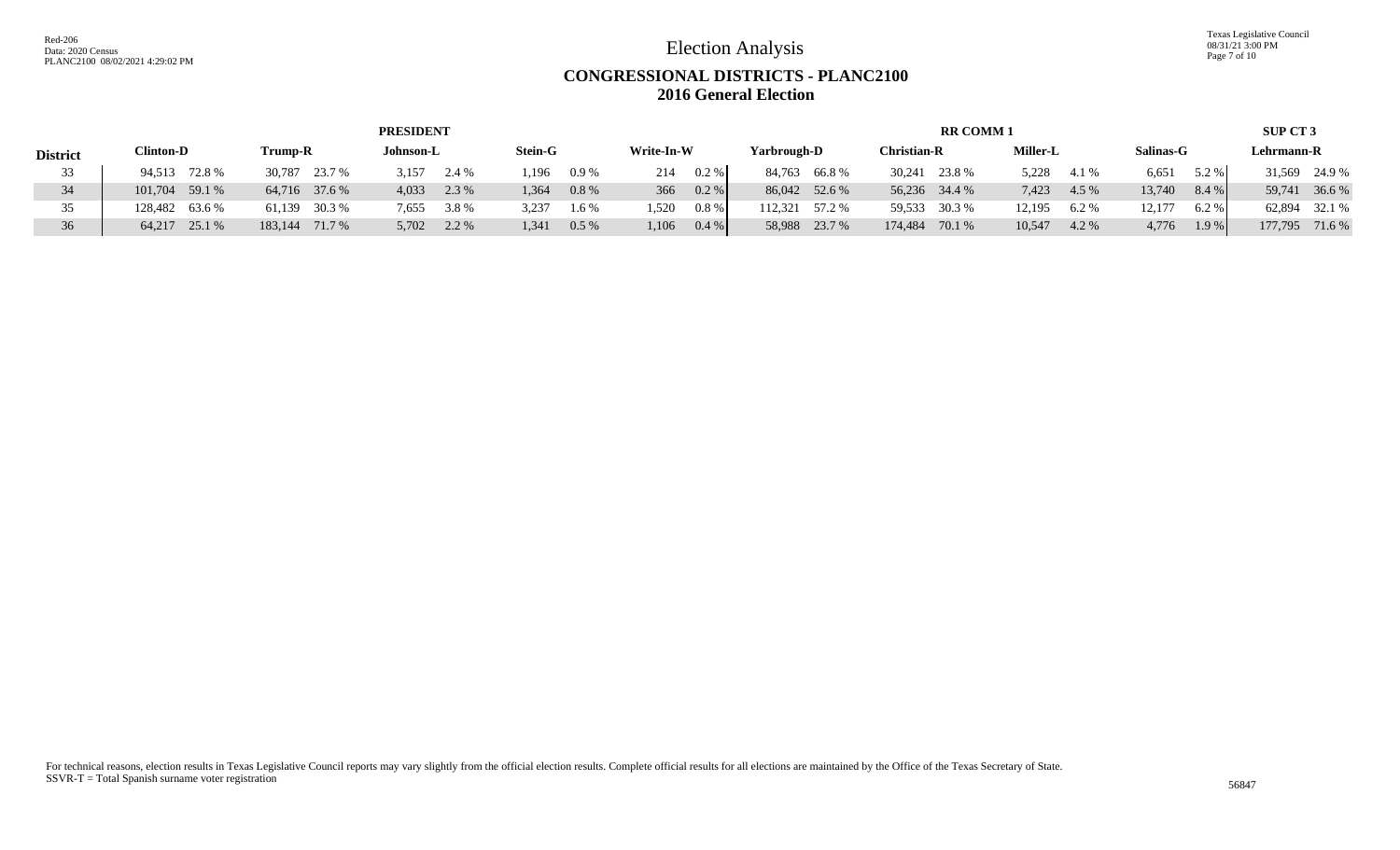# Election Analysis

## CONGRESSIONAL DISTRICTS - PLANC2100
## 2016 General Election

| | PRESIDENT | | | | | | | | | | RR COMM 1 | | | | | | | | SUP CT 3 | |
|---|---|---|---|---|---|---|---|---|---|---|---|---|---|---|---|---|---|---|---|---|
| **District** | **Clinton-D** | | **Trump-R** | | **Johnson-L** | | **Stein-G** | | **Write-In-W** | | **Yarbrough-D** | | **Christian-R** | | **Miller-L** | | **Salinas-G** | | **Lehrmann-R** | |
| 33 | 94,513 | 72.8 % | 30,787 | 23.7 % | 3,157 | 2.4 % | 1,196 | 0.9 % | 214 | 0.2 % | 84,763 | 66.8 % | 30,241 | 23.8 % | 5,228 | 4.1 % | 6,651 | 5.2 % | 31,569 | 24.9 % |
| 34 | 101,704 | 59.1 % | 64,716 | 37.6 % | 4,033 | 2.3 % | 1,364 | 0.8 % | 366 | 0.2 % | 86,042 | 52.6 % | 56,236 | 34.4 % | 7,423 | 4.5 % | 13,740 | 8.4 % | 59,741 | 36.6 % |
| 35 | 128,482 | 63.6 % | 61,139 | 30.3 % | 7,655 | 3.8 % | 3,237 | 1.6 % | 1,520 | 0.8 % | 112,321 | 57.2 % | 59,533 | 30.3 % | 12,195 | 6.2 % | 12,177 | 6.2 % | 62,894 | 32.1 % |
| 36 | 64,217 | 25.1 % | 183,144 | 71.7 % | 5,702 | 2.2 % | 1,341 | 0.5 % | 1,106 | 0.4 % | 58,988 | 23.7 % | 174,484 | 70.1 % | 10,547 | 4.2 % | 4,776 | 1.9 % | 177,795 | 71.6 % |

For technical reasons, election results in Texas Legislative Council reports may vary slightly from the official election results. Complete official results for all elections are maintained by the Office of the Texas Secretary of State.
SSVR-T = Total Spanish surname voter registration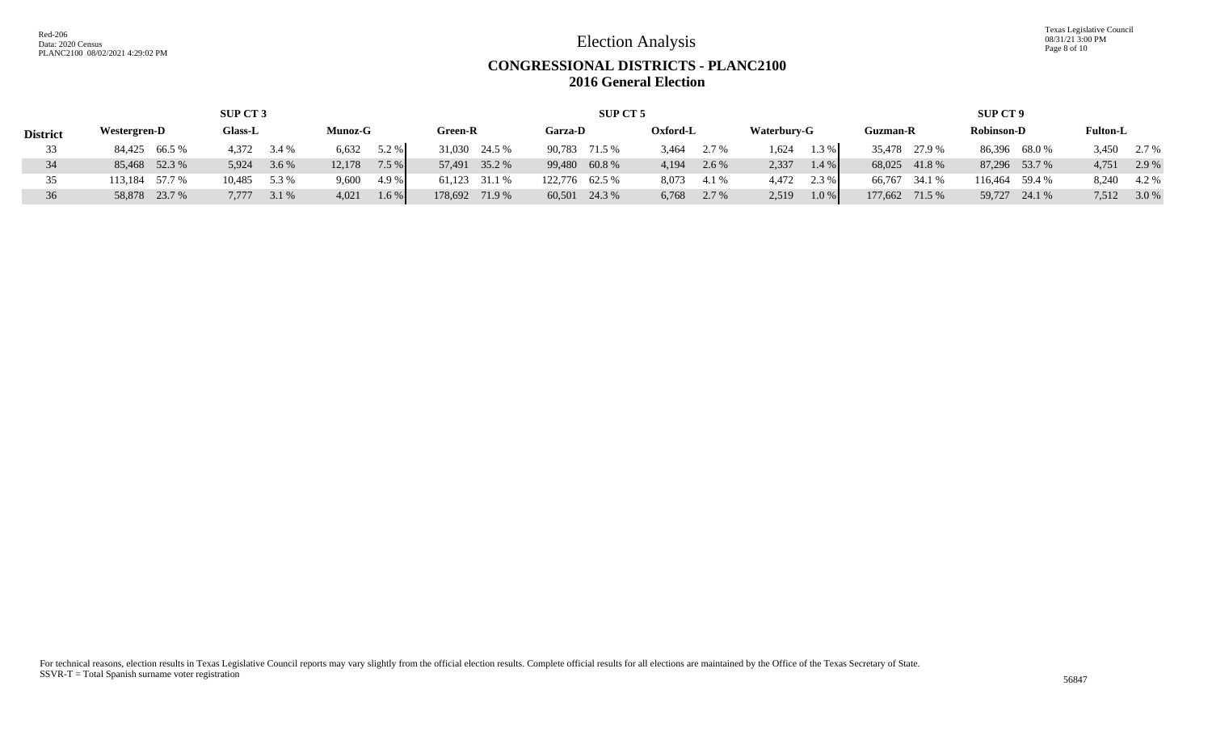# Election Analysis

## CONGRESSIONAL DISTRICTS - PLANC2100
## 2016 General Election

| District | SUP CT 3 Westergren-D | | Glass-L | | Munoz-G | | SUP CT 5 Green-R | | Garza-D | | Oxford-L | | Waterbury-G | | SUP CT 9 Guzman-R | | Robinson-D | | Fulton-L | |
|---|---|---|---|---|---|---|---|---|---|---|---|---|---|---|---|---|---|---|---|---|
| 33 | 84,425 | 66.5 % | 4,372 | 3.4 % | 6,632 | 5.2 % | 31,030 | 24.5 % | 90,783 | 71.5 % | 3,464 | 2.7 % | 1,624 | 1.3 % | 35,478 | 27.9 % | 86,396 | 68.0 % | 3,450 | 2.7 % |
| 34 | 85,468 | 52.3 % | 5,924 | 3.6 % | 12,178 | 7.5 % | 57,491 | 35.2 % | 99,480 | 60.8 % | 4,194 | 2.6 % | 2,337 | 1.4 % | 68,025 | 41.8 % | 87,296 | 53.7 % | 4,751 | 2.9 % |
| 35 | 113,184 | 57.7 % | 10,485 | 5.3 % | 9,600 | 4.9 % | 61,123 | 31.1 % | 122,776 | 62.5 % | 8,073 | 4.1 % | 4,472 | 2.3 % | 66,767 | 34.1 % | 116,464 | 59.4 % | 8,240 | 4.2 % |
| 36 | 58,878 | 23.7 % | 7,777 | 3.1 % | 4,021 | 1.6 % | 178,692 | 71.9 % | 60,501 | 24.3 % | 6,768 | 2.7 % | 2,519 | 1.0 % | 177,662 | 71.5 % | 59,727 | 24.1 % | 7,512 | 3.0 % |

For technical reasons, election results in Texas Legislative Council reports may vary slightly from the official election results. Complete official results for all elections are maintained by the Office of the Texas Secretary of State.
SSVR-T = Total Spanish surname voter registration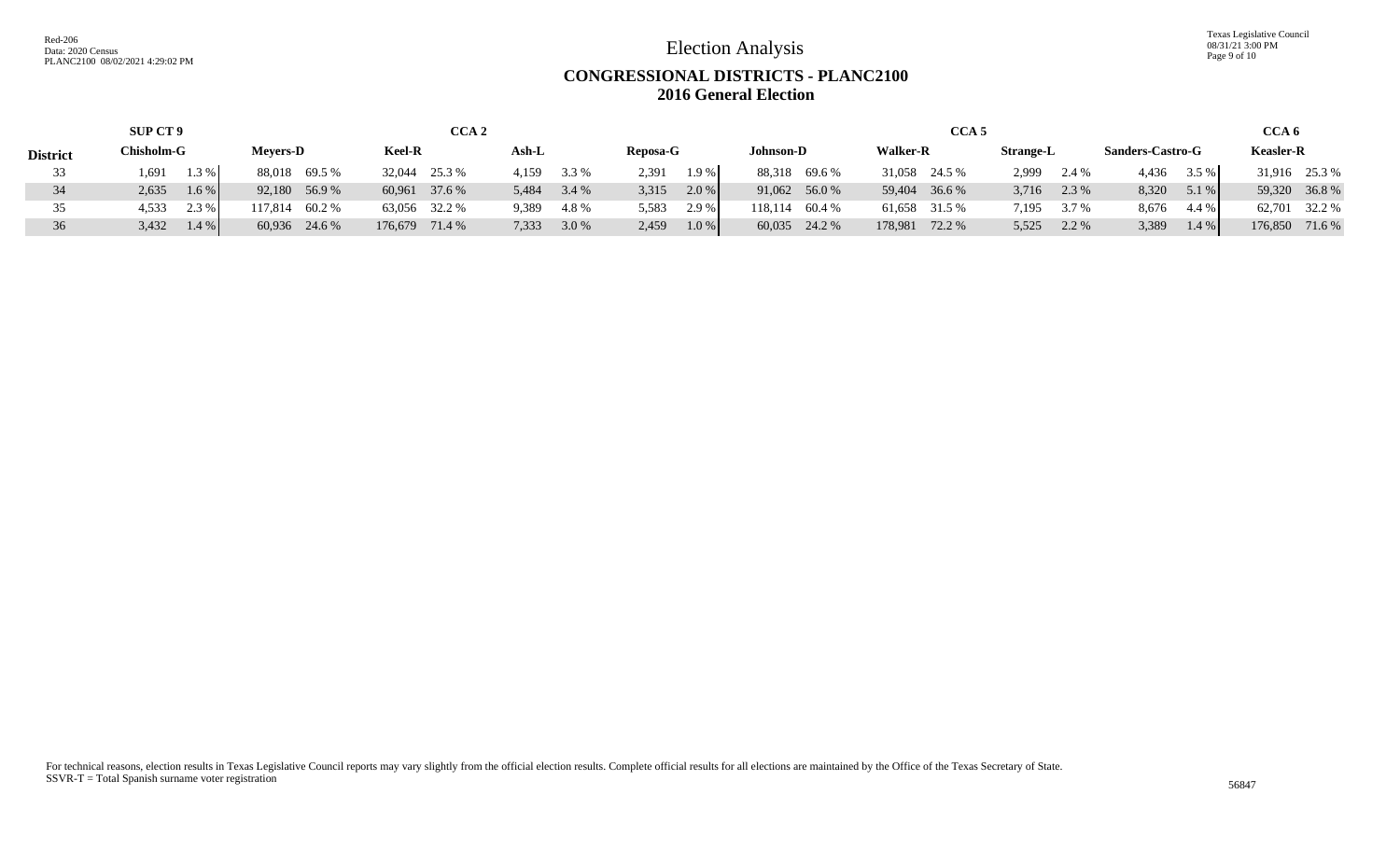# Election Analysis

## CONGRESSIONAL DISTRICTS - PLANC2100
## 2016 General Election

| | SUP CT 9 | | CCA 2 | | | | | | | | CCA 5 | | | | | | | | CCA 6 | |
|---|---|---|---|---|---|---|---|---|---|---|---|---|---|---|---|---|---|---|---|---|
| **District** | **Chisholm-G** | | **Meyers-D** | | **Keel-R** | | **Ash-L** | | **Reposa-G** | | **Johnson-D** | | **Walker-R** | | **Strange-L** | | **Sanders-Castro-G** | | **Keasler-R** | |
| 33 | 1,691 | 1.3 % | 88,018 | 69.5 % | 32,044 | 25.3 % | 4,159 | 3.3 % | 2,391 | 1.9 % | 88,318 | 69.6 % | 31,058 | 24.5 % | 2,999 | 2.4 % | 4,436 | 3.5 % | 31,916 | 25.3 % |
| 34 | 2,635 | 1.6 % | 92,180 | 56.9 % | 60,961 | 37.6 % | 5,484 | 3.4 % | 3,315 | 2.0 % | 91,062 | 56.0 % | 59,404 | 36.6 % | 3,716 | 2.3 % | 8,320 | 5.1 % | 59,320 | 36.8 % |
| 35 | 4,533 | 2.3 % | 117,814 | 60.2 % | 63,056 | 32.2 % | 9,389 | 4.8 % | 5,583 | 2.9 % | 118,114 | 60.4 % | 61,658 | 31.5 % | 7,195 | 3.7 % | 8,676 | 4.4 % | 62,701 | 32.2 % |
| 36 | 3,432 | 1.4 % | 60,936 | 24.6 % | 176,679 | 71.4 % | 7,333 | 3.0 % | 2,459 | 1.0 % | 60,035 | 24.2 % | 178,981 | 72.2 % | 5,525 | 2.2 % | 3,389 | 1.4 % | 176,850 | 71.6 % |

For technical reasons, election results in Texas Legislative Council reports may vary slightly from the official election results. Complete official results for all elections are maintained by the Office of the Texas Secretary of State.
SSVR-T = Total Spanish surname voter registration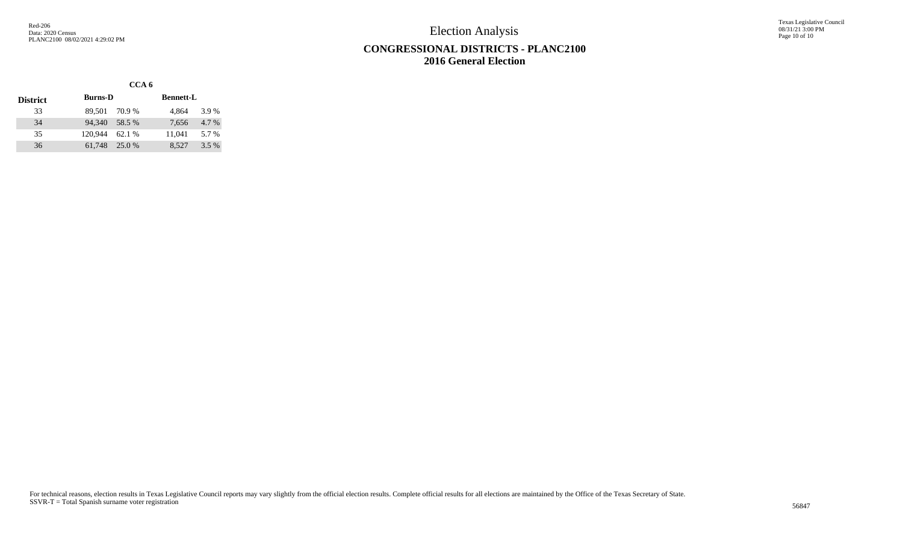Election Analysis

## CONGRESSIONAL DISTRICTS - PLANC2100
## 2016 General Election

| | CCA 6 | | | |
|---|---|---|---|---|
| District | Burns-D | | Bennett-L | |
| 33 | 89,501 | 70.9 % | 4,864 | 3.9 % |
| 34 | 94,340 | 58.5 % | 7,656 | 4.7 % |
| 35 | 120,944 | 62.1 % | 11,041 | 5.7 % |
| 36 | 61,748 | 25.0 % | 8,527 | 3.5 % |

For technical reasons, election results in Texas Legislative Council reports may vary slightly from the official election results. Complete official results for all elections are maintained by the Office of the Texas Secretary of State.
SSVR-T = Total Spanish surname voter registration